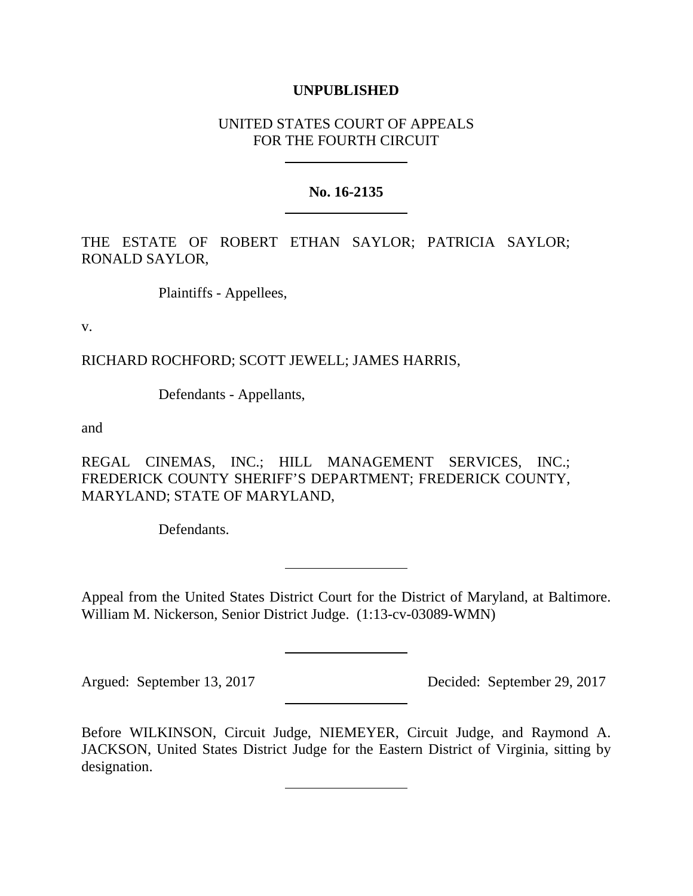**UNPUBLISHED**

UNITED STATES COURT OF APPEALS
FOR THE FOURTH CIRCUIT

---

**No. 16-2135**

---

THE ESTATE OF ROBERT ETHAN SAYLOR; PATRICIA SAYLOR; RONALD SAYLOR,

Plaintiffs - Appellees,

v.

RICHARD ROCHFORD; SCOTT JEWELL; JAMES HARRIS,

Defendants - Appellants,

and

REGAL CINEMAS, INC.; HILL MANAGEMENT SERVICES, INC.; FREDERICK COUNTY SHERIFF'S DEPARTMENT; FREDERICK COUNTY, MARYLAND; STATE OF MARYLAND,

Defendants.

---

Appeal from the United States District Court for the District of Maryland, at Baltimore. William M. Nickerson, Senior District Judge. (1:13-cv-03089-WMN)

---

Argued: September 13, 2017 Decided: September 29, 2017

---

Before WILKINSON, Circuit Judge, NIEMEYER, Circuit Judge, and Raymond A. JACKSON, United States District Judge for the Eastern District of Virginia, sitting by designation.

---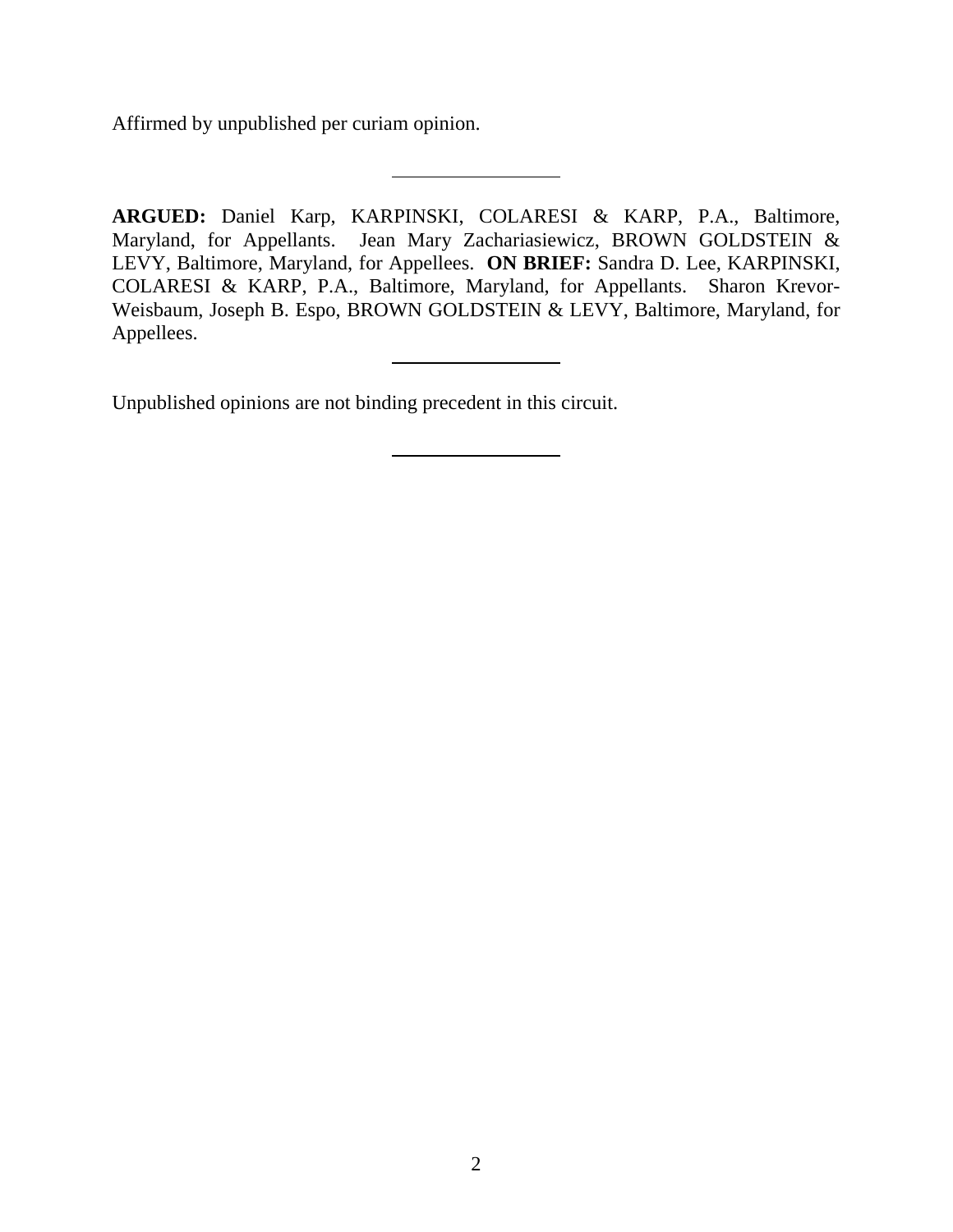Affirmed by unpublished per curiam opinion.

---

**ARGUED:** Daniel Karp, KARPINSKI, COLARESI & KARP, P.A., Baltimore, Maryland, for Appellants. Jean Mary Zachariasiewicz, BROWN GOLDSTEIN & LEVY, Baltimore, Maryland, for Appellees. **ON BRIEF:** Sandra D. Lee, KARPINSKI, COLARESI & KARP, P.A., Baltimore, Maryland, for Appellants. Sharon Krevor-Weisbaum, Joseph B. Espo, BROWN GOLDSTEIN & LEVY, Baltimore, Maryland, for Appellees.

---

Unpublished opinions are not binding precedent in this circuit.

---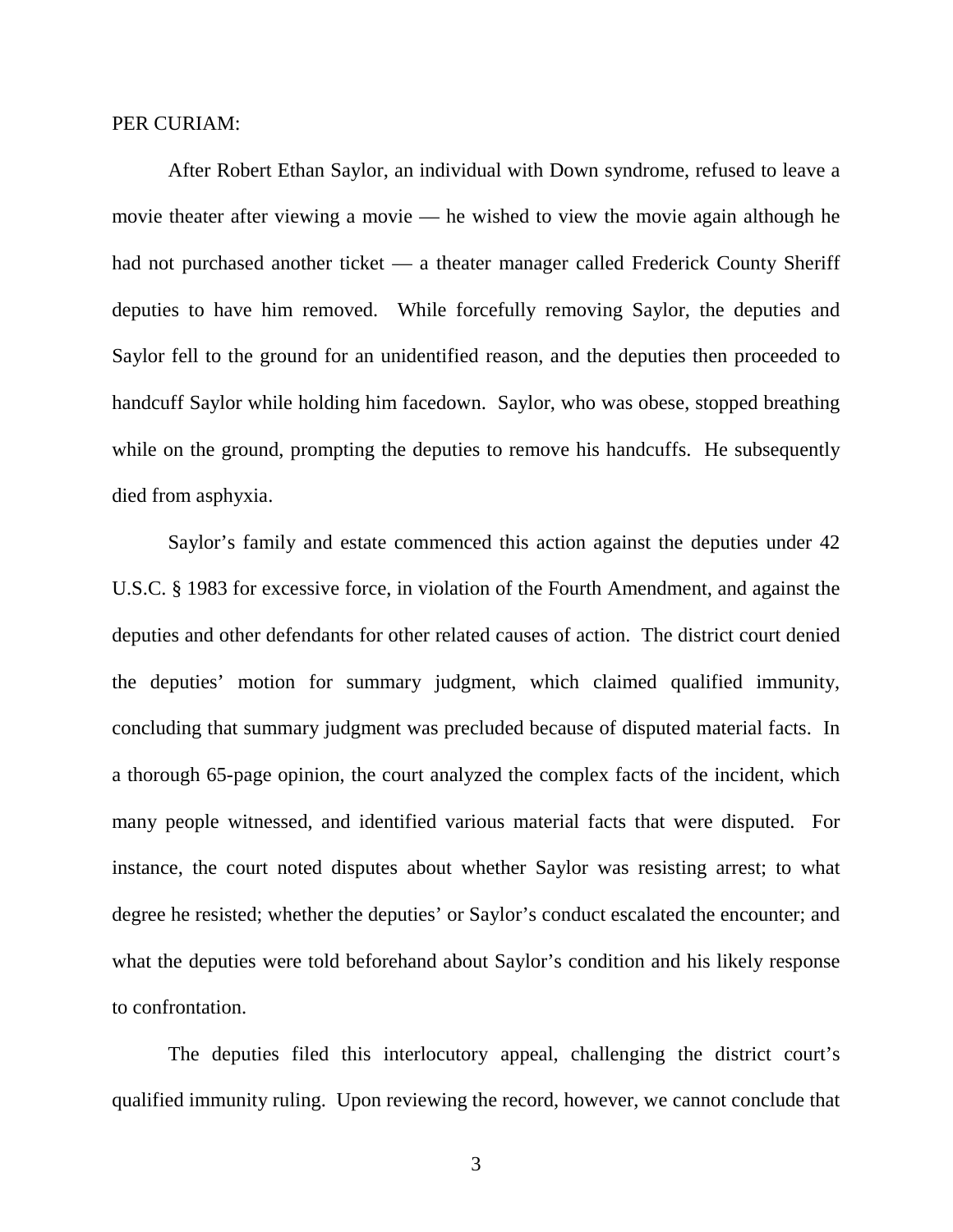PER CURIAM:

After Robert Ethan Saylor, an individual with Down syndrome, refused to leave a movie theater after viewing a movie — he wished to view the movie again although he had not purchased another ticket — a theater manager called Frederick County Sheriff deputies to have him removed. While forcefully removing Saylor, the deputies and Saylor fell to the ground for an unidentified reason, and the deputies then proceeded to handcuff Saylor while holding him facedown. Saylor, who was obese, stopped breathing while on the ground, prompting the deputies to remove his handcuffs. He subsequently died from asphyxia.

Saylor's family and estate commenced this action against the deputies under 42 U.S.C. § 1983 for excessive force, in violation of the Fourth Amendment, and against the deputies and other defendants for other related causes of action. The district court denied the deputies' motion for summary judgment, which claimed qualified immunity, concluding that summary judgment was precluded because of disputed material facts. In a thorough 65-page opinion, the court analyzed the complex facts of the incident, which many people witnessed, and identified various material facts that were disputed. For instance, the court noted disputes about whether Saylor was resisting arrest; to what degree he resisted; whether the deputies' or Saylor's conduct escalated the encounter; and what the deputies were told beforehand about Saylor's condition and his likely response to confrontation.

The deputies filed this interlocutory appeal, challenging the district court's qualified immunity ruling. Upon reviewing the record, however, we cannot conclude that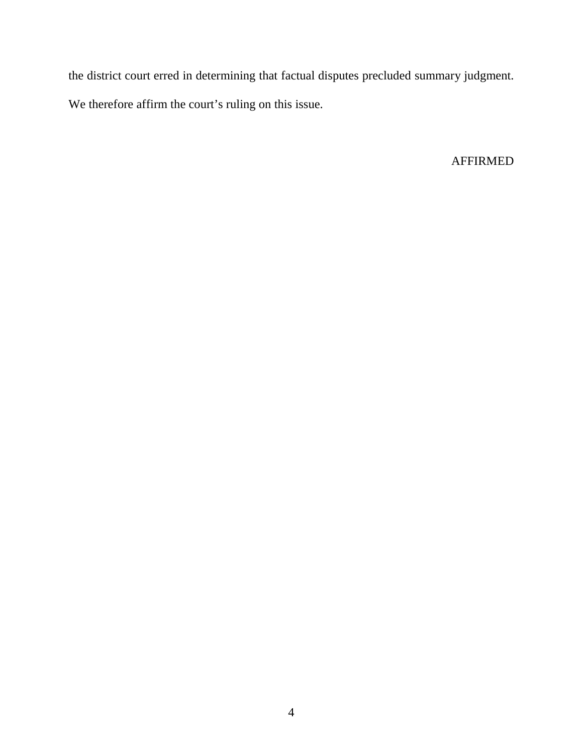the district court erred in determining that factual disputes precluded summary judgment. We therefore affirm the court's ruling on this issue.

AFFIRMED